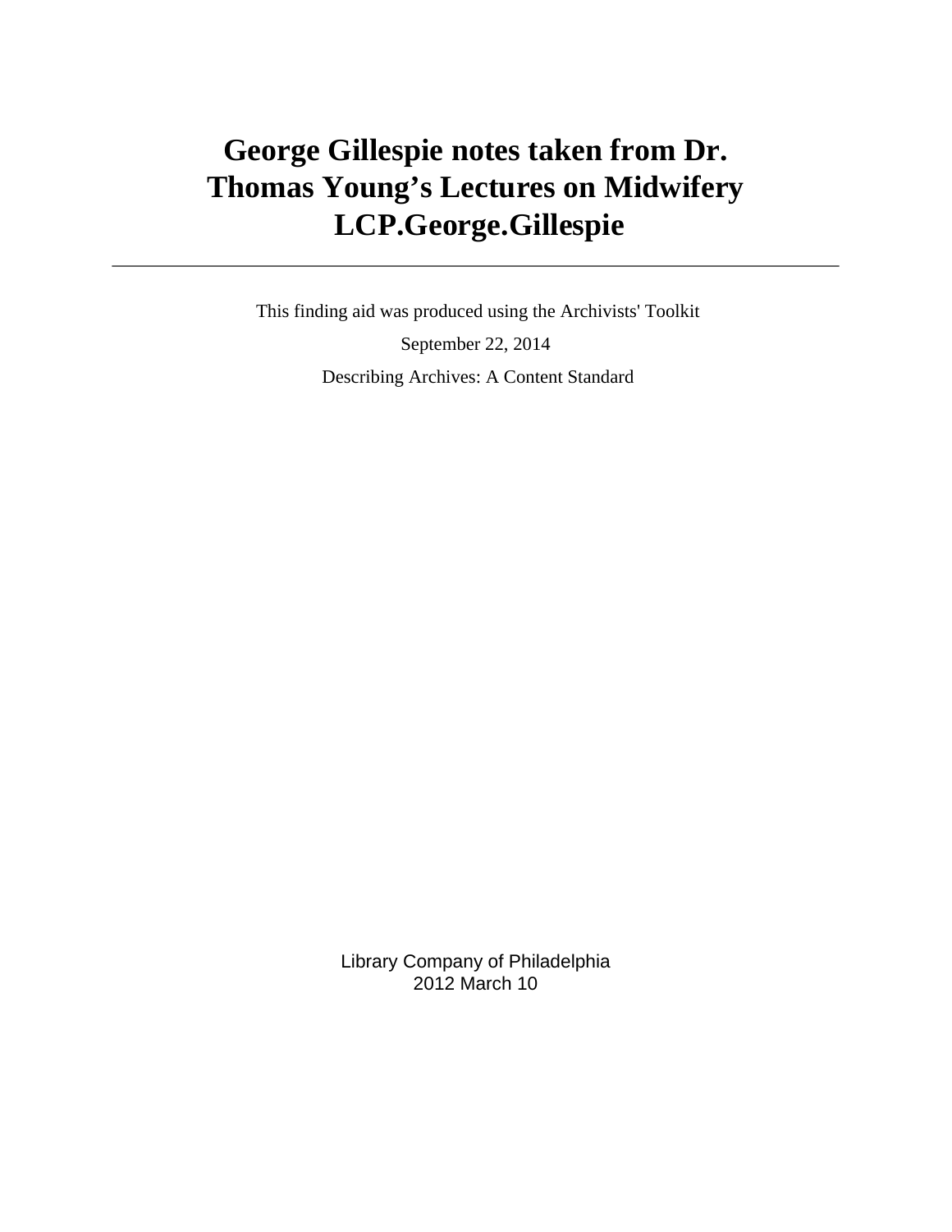# George Gillespie notes taken from Dr. Thomas Young’s Lectures on Midwifery LCP.George.Gillespie

---

This finding aid was produced using the Archivists' Toolkit

September 22, 2014

Describing Archives: A Content Standard

Library Company of Philadelphia
2012 March 10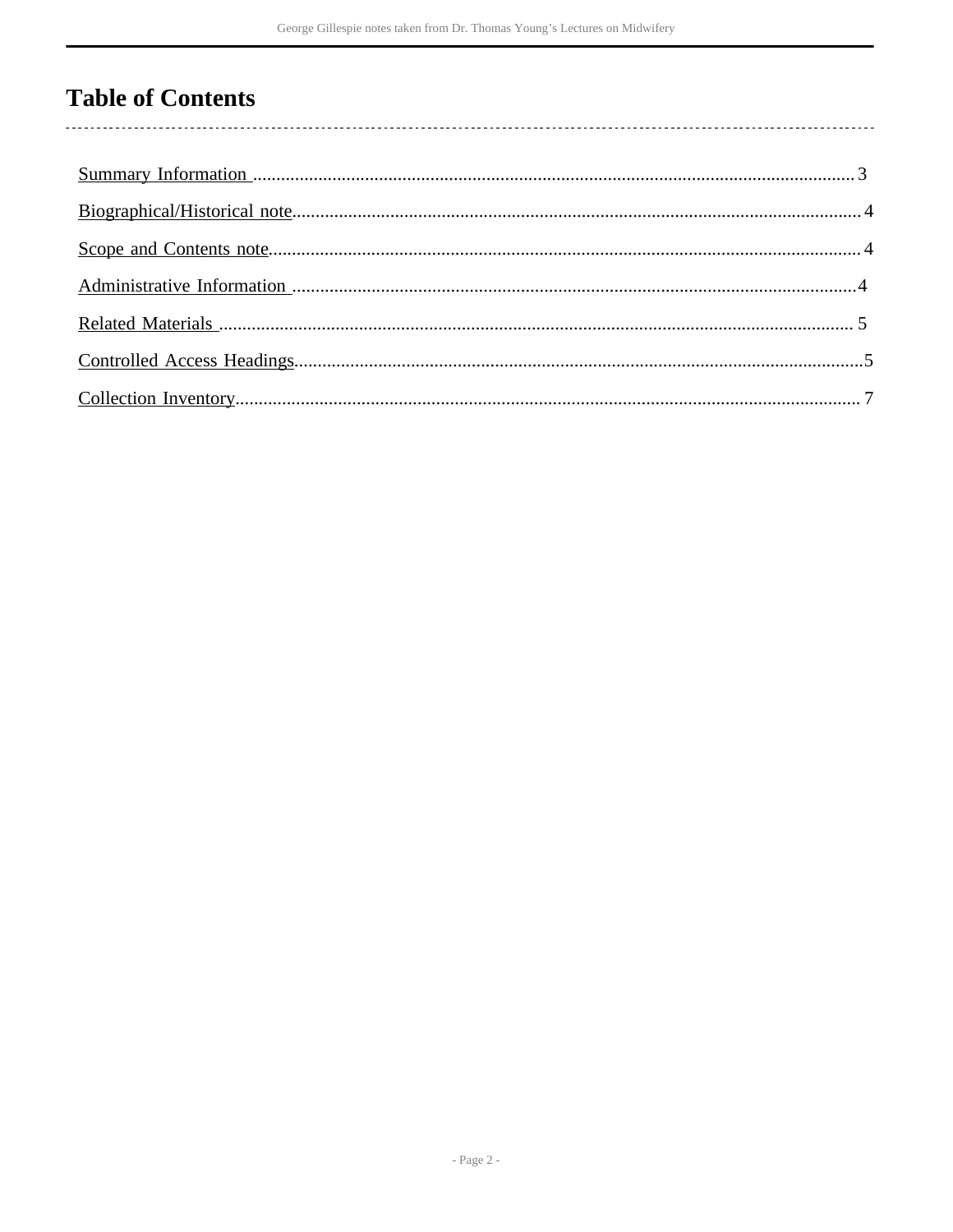# Table of Contents

Summary Information ........................................................................................................................... 3

Biographical/Historical note................................................................................................................... 4

Scope and Contents note....................................................................................................................... 4

Administrative Information .................................................................................................................... 4

Related Materials .................................................................................................................................. 5

Controlled Access Headings................................................................................................................... 5

Collection Inventory............................................................................................................................... 7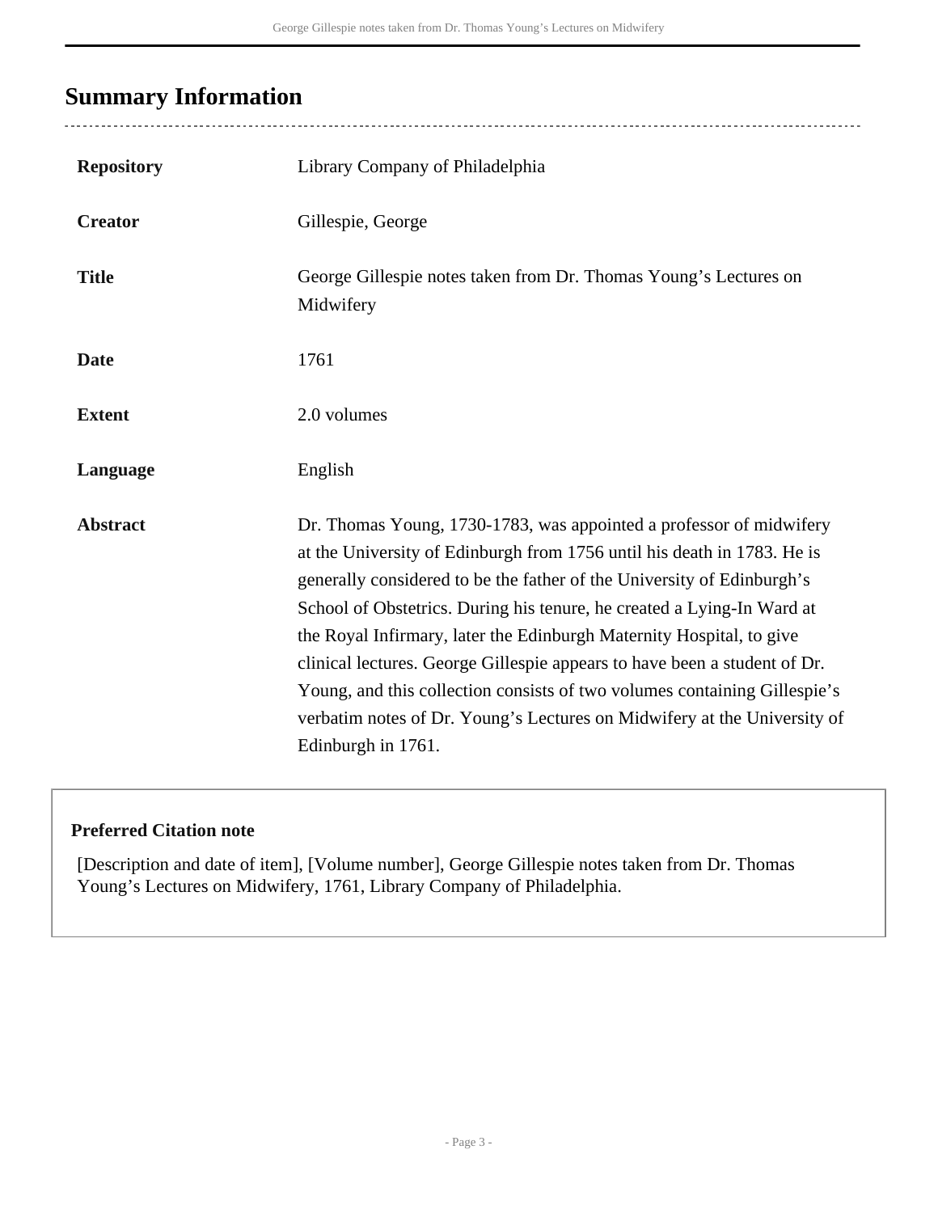## Summary Information

| | |
|---|---|
| **Repository** | Library Company of Philadelphia |
| **Creator** | Gillespie, George |
| **Title** | George Gillespie notes taken from Dr. Thomas Young's Lectures on Midwifery |
| **Date** | 1761 |
| **Extent** | 2.0 volumes |
| **Language** | English |
| **Abstract** | Dr. Thomas Young, 1730-1783, was appointed a professor of midwifery at the University of Edinburgh from 1756 until his death in 1783. He is generally considered to be the father of the University of Edinburgh's School of Obstetrics. During his tenure, he created a Lying-In Ward at the Royal Infirmary, later the Edinburgh Maternity Hospital, to give clinical lectures. George Gillespie appears to have been a student of Dr. Young, and this collection consists of two volumes containing Gillespie's verbatim notes of Dr. Young's Lectures on Midwifery at the University of Edinburgh in 1761. |

**Preferred Citation note**

[Description and date of item], [Volume number], George Gillespie notes taken from Dr. Thomas Young's Lectures on Midwifery, 1761, Library Company of Philadelphia.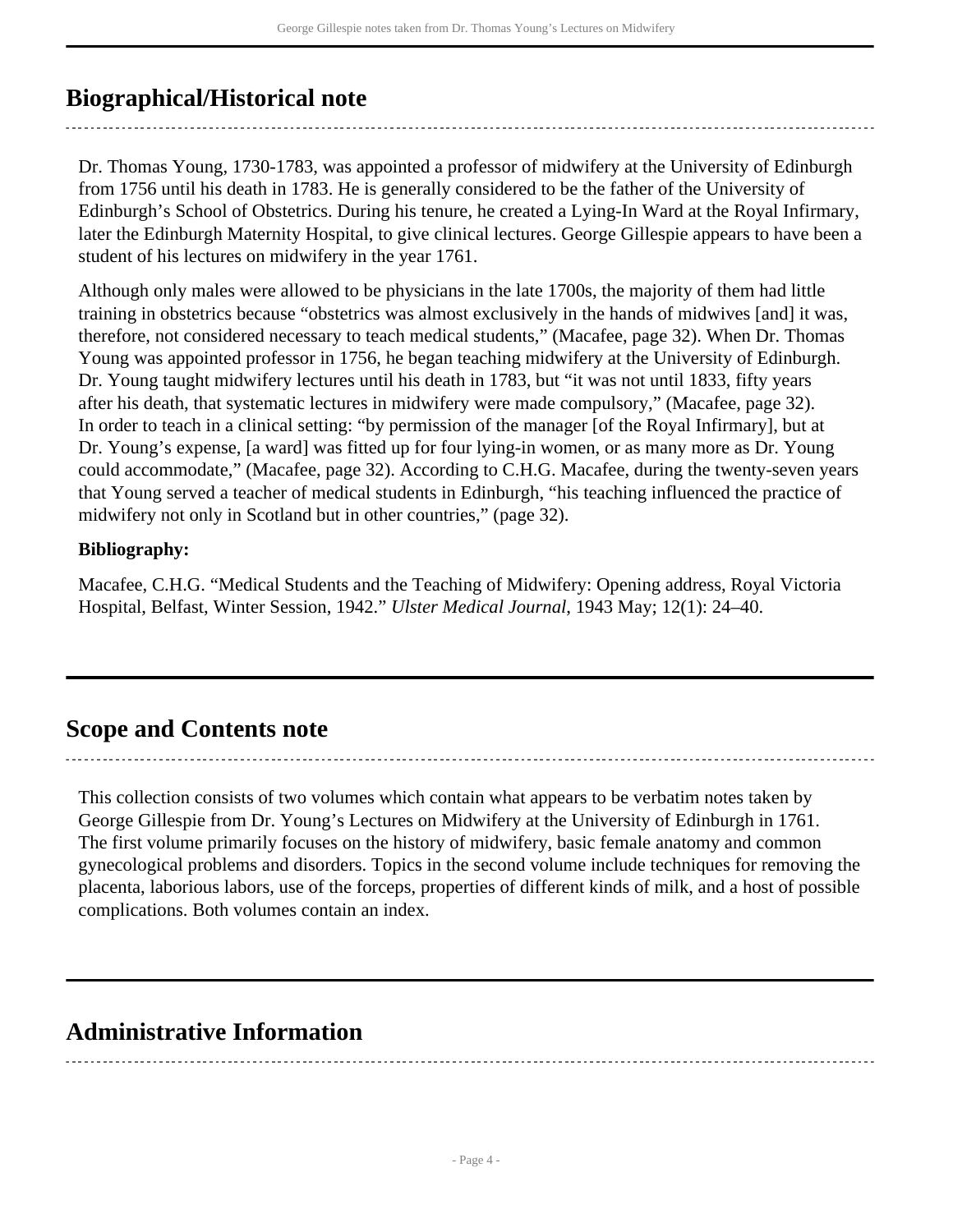## Biographical/Historical note

Dr. Thomas Young, 1730-1783, was appointed a professor of midwifery at the University of Edinburgh from 1756 until his death in 1783. He is generally considered to be the father of the University of Edinburgh's School of Obstetrics. During his tenure, he created a Lying-In Ward at the Royal Infirmary, later the Edinburgh Maternity Hospital, to give clinical lectures. George Gillespie appears to have been a student of his lectures on midwifery in the year 1761.

Although only males were allowed to be physicians in the late 1700s, the majority of them had little training in obstetrics because "obstetrics was almost exclusively in the hands of midwives [and] it was, therefore, not considered necessary to teach medical students," (Macafee, page 32). When Dr. Thomas Young was appointed professor in 1756, he began teaching midwifery at the University of Edinburgh. Dr. Young taught midwifery lectures until his death in 1783, but "it was not until 1833, fifty years after his death, that systematic lectures in midwifery were made compulsory," (Macafee, page 32). In order to teach in a clinical setting: "by permission of the manager [of the Royal Infirmary], but at Dr. Young's expense, [a ward] was fitted up for four lying-in women, or as many more as Dr. Young could accommodate," (Macafee, page 32). According to C.H.G. Macafee, during the twenty-seven years that Young served a teacher of medical students in Edinburgh, "his teaching influenced the practice of midwifery not only in Scotland but in other countries," (page 32).

**Bibliography:**

Macafee, C.H.G. "Medical Students and the Teaching of Midwifery: Opening address, Royal Victoria Hospital, Belfast, Winter Session, 1942." *Ulster Medical Journal*, 1943 May; 12(1): 24–40.

## Scope and Contents note

This collection consists of two volumes which contain what appears to be verbatim notes taken by George Gillespie from Dr. Young's Lectures on Midwifery at the University of Edinburgh in 1761. The first volume primarily focuses on the history of midwifery, basic female anatomy and common gynecological problems and disorders. Topics in the second volume include techniques for removing the placenta, laborious labors, use of the forceps, properties of different kinds of milk, and a host of possible complications. Both volumes contain an index.

## Administrative Information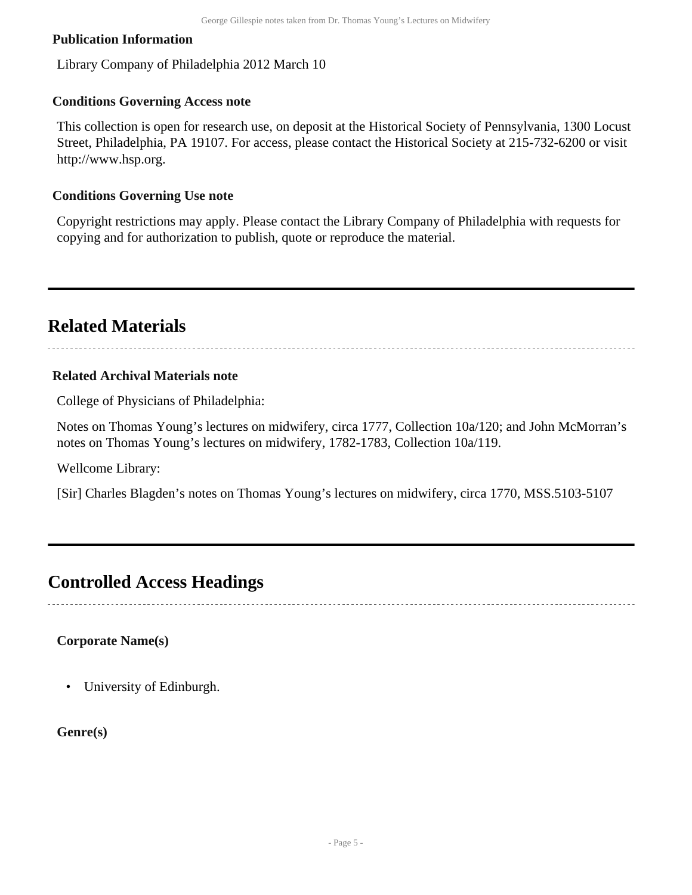### Publication Information

Library Company of Philadelphia 2012 March 10

### Conditions Governing Access note

This collection is open for research use, on deposit at the Historical Society of Pennsylvania, 1300 Locust Street, Philadelphia, PA 19107. For access, please contact the Historical Society at 215-732-6200 or visit http://www.hsp.org.

### Conditions Governing Use note

Copyright restrictions may apply. Please contact the Library Company of Philadelphia with requests for copying and for authorization to publish, quote or reproduce the material.

## Related Materials

### Related Archival Materials note

College of Physicians of Philadelphia:

Notes on Thomas Young's lectures on midwifery, circa 1777, Collection 10a/120; and John McMorran's notes on Thomas Young's lectures on midwifery, 1782-1783, Collection 10a/119.

Wellcome Library:

[Sir] Charles Blagden's notes on Thomas Young's lectures on midwifery, circa 1770, MSS.5103-5107

## Controlled Access Headings

**Corporate Name(s)**

- University of Edinburgh.

**Genre(s)**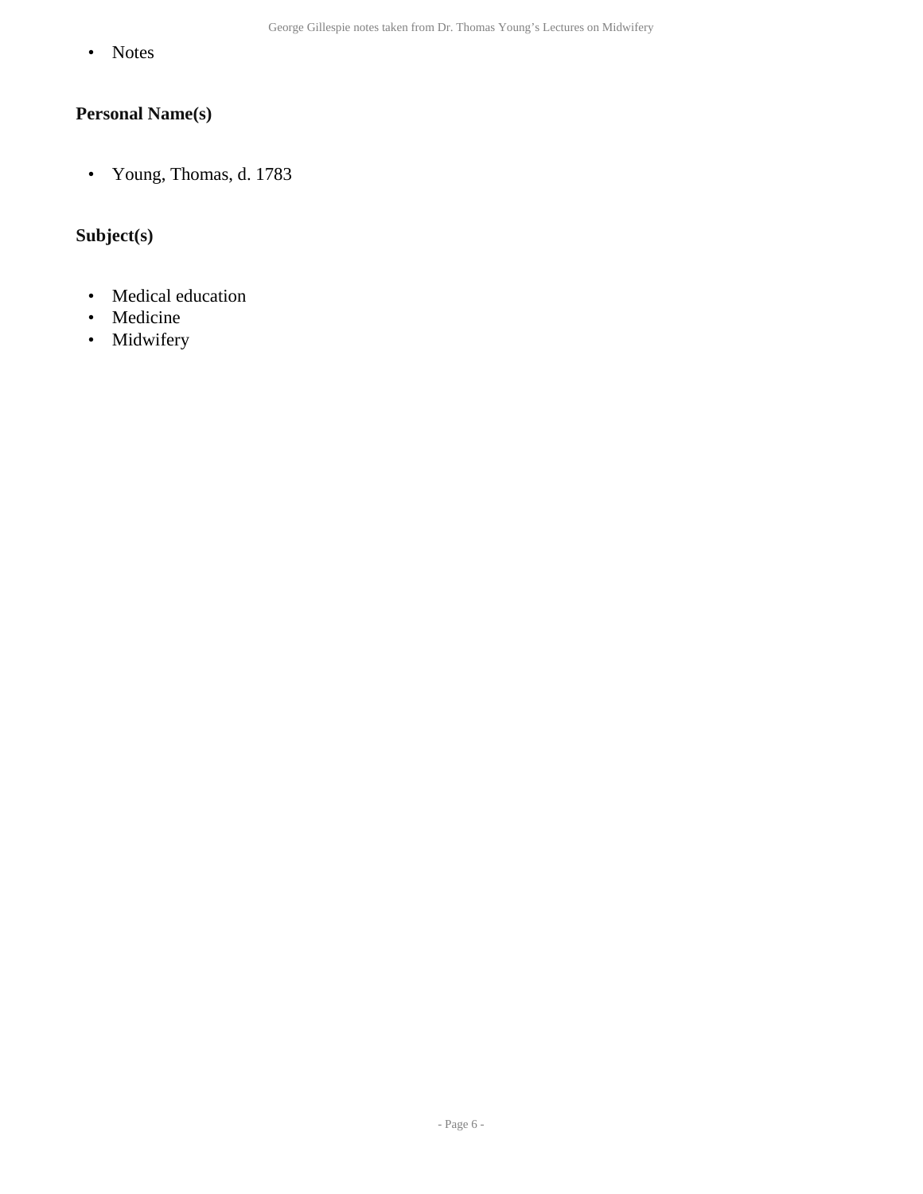- Notes

## Personal Name(s)

- Young, Thomas, d. 1783

## Subject(s)

- Medical education
- Medicine
- Midwifery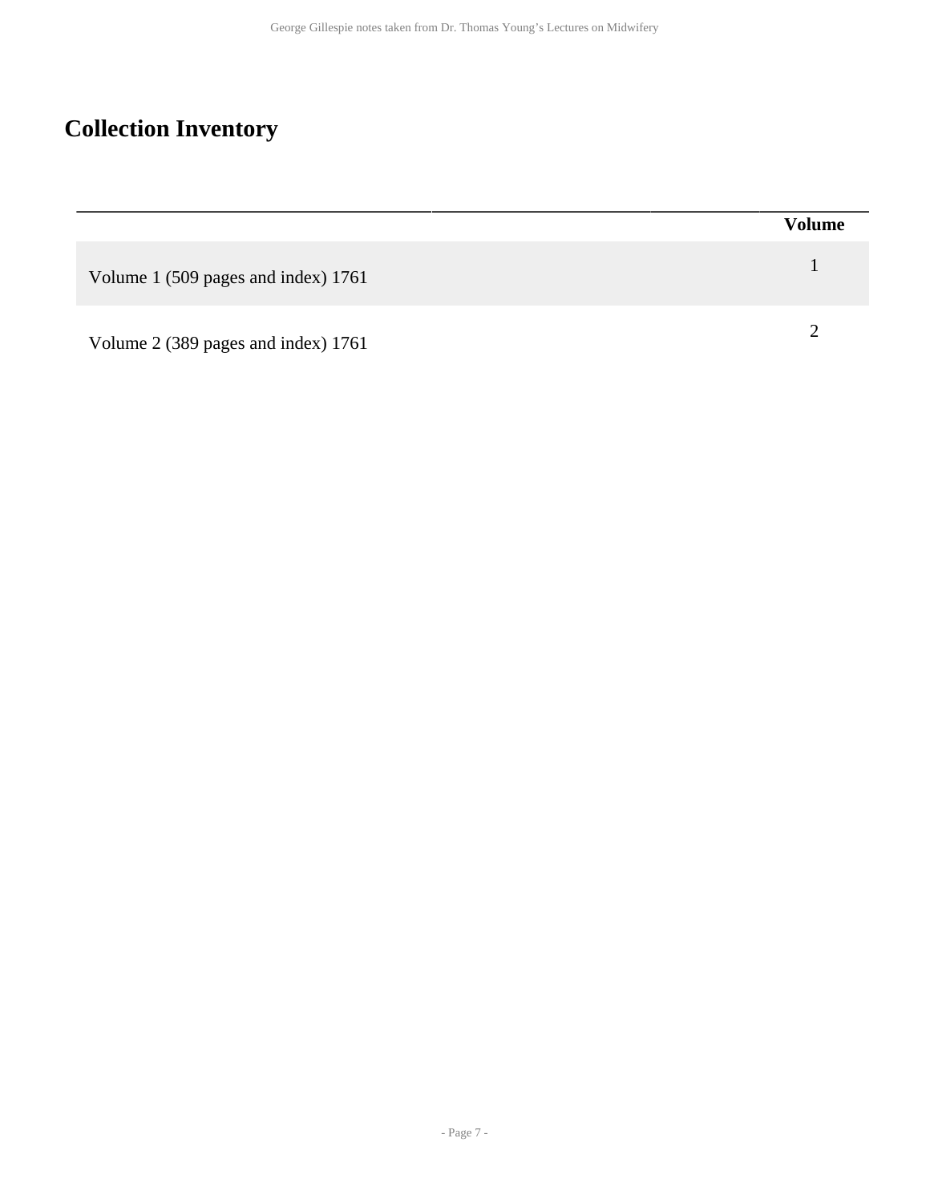# Collection Inventory

| | Volume |
| --- | --- |
| Volume 1 (509 pages and index) 1761 | 1 |
| Volume 2 (389 pages and index) 1761 | 2 |